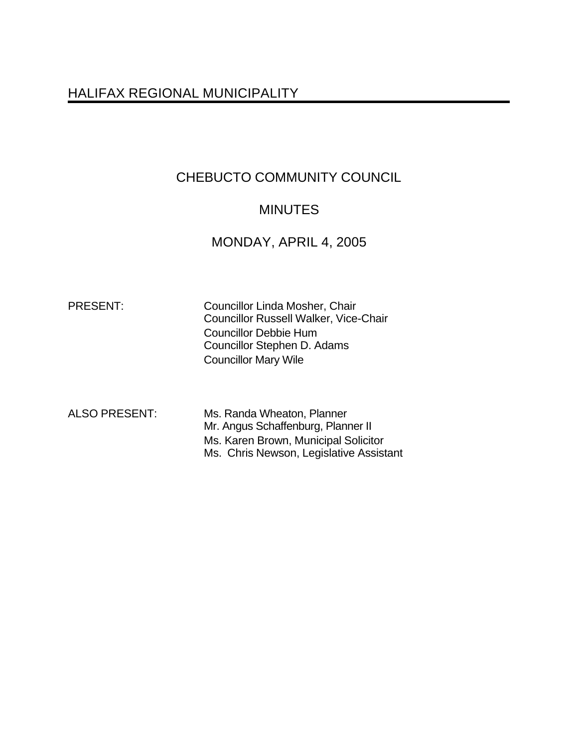# HALIFAX REGIONAL MUNICIPALITY

## CHEBUCTO COMMUNITY COUNCIL

## MINUTES

## MONDAY, APRIL 4, 2005

PRESENT:
Councillor Linda Mosher, Chair
Councillor Russell Walker, Vice-Chair
Councillor Debbie Hum
Councillor Stephen D. Adams
Councillor Mary Wile

ALSO PRESENT:
Ms. Randa Wheaton, Planner
Mr. Angus Schaffenburg, Planner II
Ms. Karen Brown, Municipal Solicitor
Ms. Chris Newson, Legislative Assistant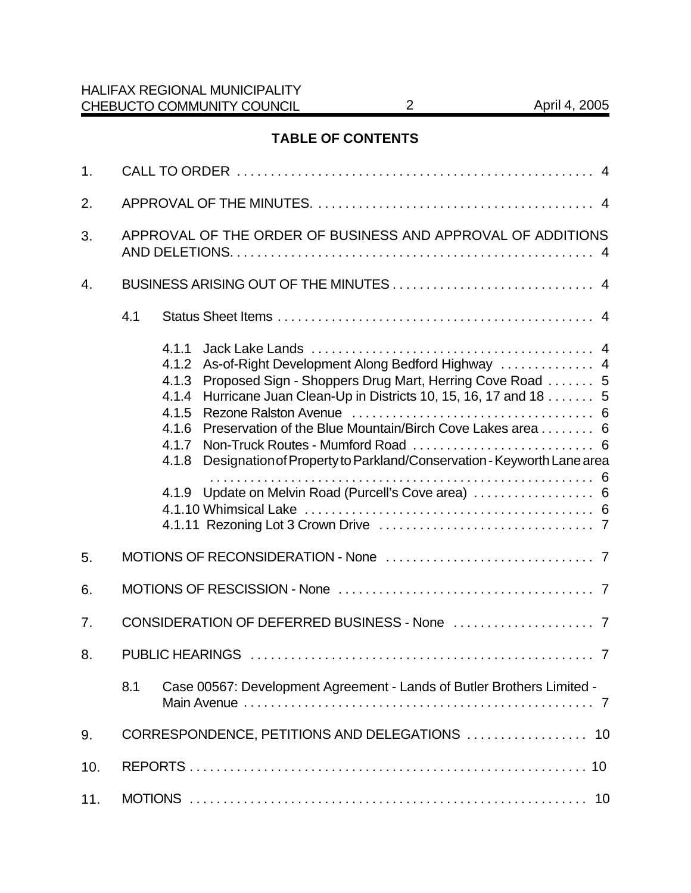## TABLE OF CONTENTS

1. CALL TO ORDER . . . . . . . . . . . . . . . . . . . . . . . . . . . . . . . . . . . . . . . . . . . . . . . . . . . . 4

2. APPROVAL OF THE MINUTES. . . . . . . . . . . . . . . . . . . . . . . . . . . . . . . . . . . . . . . . . 4

3. APPROVAL OF THE ORDER OF BUSINESS AND APPROVAL OF ADDITIONS AND DELETIONS. . . . . . . . . . . . . . . . . . . . . . . . . . . . . . . . . . . . . . . . . . . . . . . . . . . . . 4

4. BUSINESS ARISING OUT OF THE MINUTES . . . . . . . . . . . . . . . . . . . . . . . . . . . . . 4

   4.1 Status Sheet Items . . . . . . . . . . . . . . . . . . . . . . . . . . . . . . . . . . . . . . . . . . . . . . . 4

   4.1.1 Jack Lake Lands . . . . . . . . . . . . . . . . . . . . . . . . . . . . . . . . . . . . . . . . . 4
   4.1.2 As-of-Right Development Along Bedford Highway . . . . . . . . . . . . . 4
   4.1.3 Proposed Sign - Shoppers Drug Mart, Herring Cove Road . . . . . . . 5
   4.1.4 Hurricane Juan Clean-Up in Districts 10, 15, 16, 17 and 18 . . . . . . . 5
   4.1.5 Rezone Ralston Avenue . . . . . . . . . . . . . . . . . . . . . . . . . . . . . . . . . . . 6
   4.1.6 Preservation of the Blue Mountain/Birch Cove Lakes area . . . . . . . . 6
   4.1.7 Non-Truck Routes - Mumford Road . . . . . . . . . . . . . . . . . . . . . . . . . . 6
   4.1.8 Designation of Property to Parkland/Conservation - Keyworth Lane area . . . . . . . . . . . . . . . . . . . . . . . . . . . . . . . . . . . . . . . . . . . . . . . . . . . . . . . . . 6
   4.1.9 Update on Melvin Road (Purcell's Cove area) . . . . . . . . . . . . . . . . . 6
   4.1.10 Whimsical Lake . . . . . . . . . . . . . . . . . . . . . . . . . . . . . . . . . . . . . . . . . . 6
   4.1.11 Rezoning Lot 3 Crown Drive . . . . . . . . . . . . . . . . . . . . . . . . . . . . . . . 7

5. MOTIONS OF RECONSIDERATION - None . . . . . . . . . . . . . . . . . . . . . . . . . . . . . . 7

6. MOTIONS OF RESCISSION - None . . . . . . . . . . . . . . . . . . . . . . . . . . . . . . . . . . . . . 7

7. CONSIDERATION OF DEFERRED BUSINESS - None . . . . . . . . . . . . . . . . . . . . 7

8. PUBLIC HEARINGS . . . . . . . . . . . . . . . . . . . . . . . . . . . . . . . . . . . . . . . . . . . . . . . . . . 7

   8.1 Case 00567: Development Agreement - Lands of Butler Brothers Limited - Main Avenue . . . . . . . . . . . . . . . . . . . . . . . . . . . . . . . . . . . . . . . . . . . . . . . . . . . 7

9. CORRESPONDENCE, PETITIONS AND DELEGATIONS . . . . . . . . . . . . . . . . . 10

10. REPORTS . . . . . . . . . . . . . . . . . . . . . . . . . . . . . . . . . . . . . . . . . . . . . . . . . . . . . . . . . . . 10

11. MOTIONS . . . . . . . . . . . . . . . . . . . . . . . . . . . . . . . . . . . . . . . . . . . . . . . . . . . . . . . . . . . 10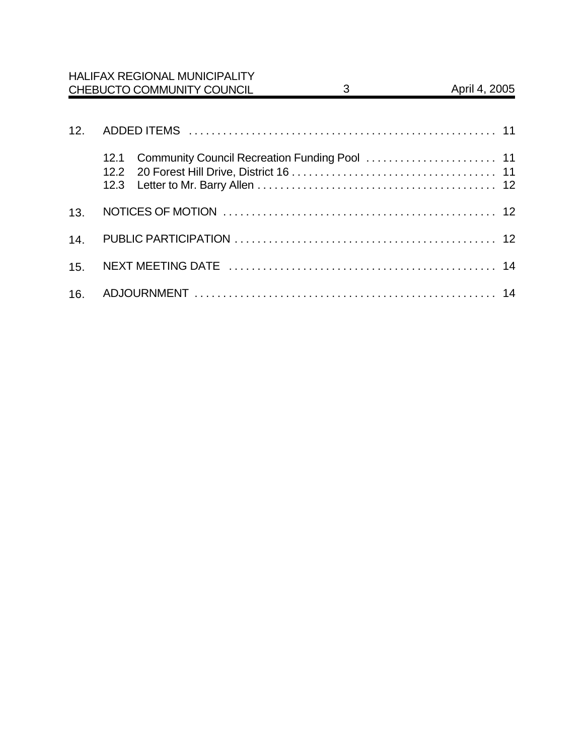12. ADDED ITEMS . . . . . . . . . . . . . . . . . . . . . . . . . . . . . . . . . . . . . . . . . . . . . . . . . . . . . 11

    12.1 Community Council Recreation Funding Pool . . . . . . . . . . . . . . . . . . . . . . . 11
    12.2 20 Forest Hill Drive, District 16 . . . . . . . . . . . . . . . . . . . . . . . . . . . . . . . . . . . 11
    12.3 Letter to Mr. Barry Allen . . . . . . . . . . . . . . . . . . . . . . . . . . . . . . . . . . . . . . . . . 12

13. NOTICES OF MOTION . . . . . . . . . . . . . . . . . . . . . . . . . . . . . . . . . . . . . . . . . . . . . . . . 12

14. PUBLIC PARTICIPATION . . . . . . . . . . . . . . . . . . . . . . . . . . . . . . . . . . . . . . . . . . . . . . 12

15. NEXT MEETING DATE . . . . . . . . . . . . . . . . . . . . . . . . . . . . . . . . . . . . . . . . . . . . . . . 14

16. ADJOURNMENT . . . . . . . . . . . . . . . . . . . . . . . . . . . . . . . . . . . . . . . . . . . . . . . . . . . . . 14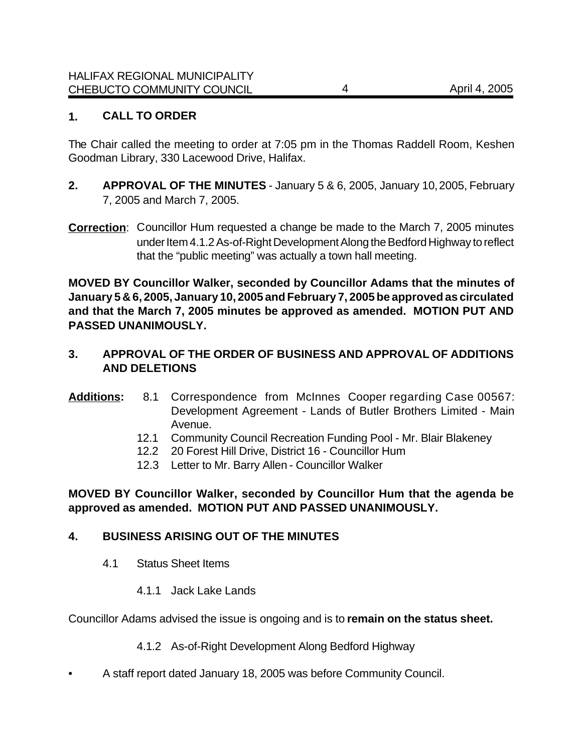## 1. CALL TO ORDER

The Chair called the meeting to order at 7:05 pm in the Thomas Raddell Room, Keshen Goodman Library, 330 Lacewood Drive, Halifax.

## 2. APPROVAL OF THE MINUTES - January 5 & 6, 2005, January 10, 2005, February 7, 2005 and March 7, 2005.

**Correction**: Councillor Hum requested a change be made to the March 7, 2005 minutes under Item 4.1.2 As-of-Right Development Along the Bedford Highway to reflect that the "public meeting" was actually a town hall meeting.

**MOVED BY Councillor Walker, seconded by Councillor Adams that the minutes of January 5 & 6, 2005, January 10, 2005 and February 7, 2005 be approved as circulated and that the March 7, 2005 minutes be approved as amended. MOTION PUT AND PASSED UNANIMOUSLY.**

## 3. APPROVAL OF THE ORDER OF BUSINESS AND APPROVAL OF ADDITIONS AND DELETIONS

**Additions:**

- 8.1 Correspondence from McInnes Cooper regarding Case 00567: Development Agreement - Lands of Butler Brothers Limited - Main Avenue.
- 12.1 Community Council Recreation Funding Pool - Mr. Blair Blakeney
- 12.2 20 Forest Hill Drive, District 16 - Councillor Hum
- 12.3 Letter to Mr. Barry Allen - Councillor Walker

**MOVED BY Councillor Walker, seconded by Councillor Hum that the agenda be approved as amended. MOTION PUT AND PASSED UNANIMOUSLY.**

## 4. BUSINESS ARISING OUT OF THE MINUTES

4.1 Status Sheet Items

4.1.1 Jack Lake Lands

Councillor Adams advised the issue is ongoing and is to **remain on the status sheet.**

4.1.2 As-of-Right Development Along Bedford Highway

- A staff report dated January 18, 2005 was before Community Council.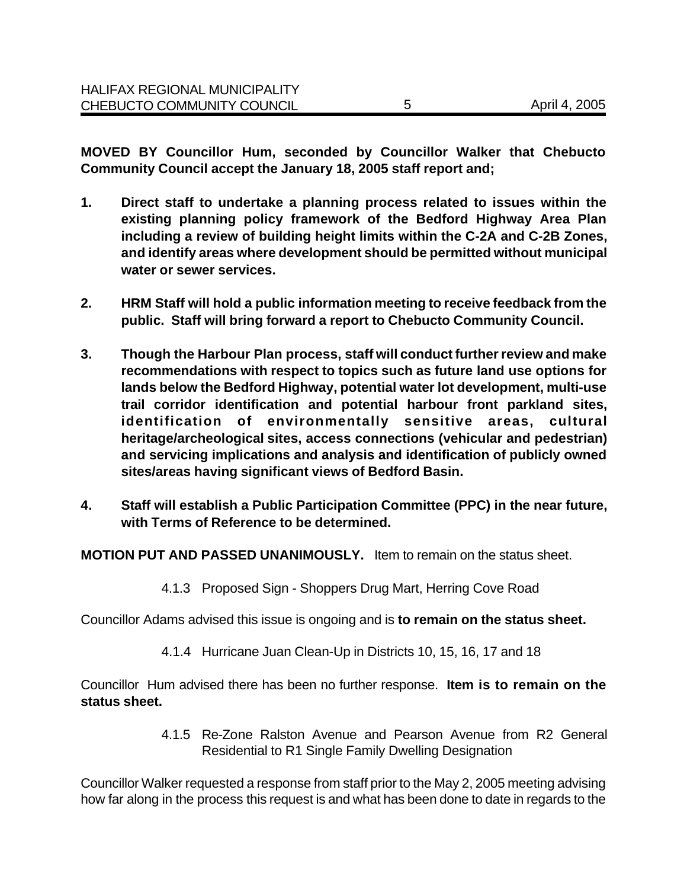**MOVED BY Councillor Hum, seconded by Councillor Walker that Chebucto Community Council accept the January 18, 2005 staff report and;**

1. **Direct staff to undertake a planning process related to issues within the existing planning policy framework of the Bedford Highway Area Plan including a review of building height limits within the C-2A and C-2B Zones, and identify areas where development should be permitted without municipal water or sewer services.**

2. **HRM Staff will hold a public information meeting to receive feedback from the public. Staff will bring forward a report to Chebucto Community Council.**

3. **Though the Harbour Plan process, staff will conduct further review and make recommendations with respect to topics such as future land use options for lands below the Bedford Highway, potential water lot development, multi-use trail corridor identification and potential harbour front parkland sites, identification of environmentally sensitive areas, cultural heritage/archeological sites, access connections (vehicular and pedestrian) and servicing implications and analysis and identification of publicly owned sites/areas having significant views of Bedford Basin.**

4. **Staff will establish a Public Participation Committee (PPC) in the near future, with Terms of Reference to be determined.**

**MOTION PUT AND PASSED UNANIMOUSLY.** Item to remain on the status sheet.

4.1.3 Proposed Sign - Shoppers Drug Mart, Herring Cove Road

Councillor Adams advised this issue is ongoing and is **to remain on the status sheet.**

4.1.4 Hurricane Juan Clean-Up in Districts 10, 15, 16, 17 and 18

Councillor Hum advised there has been no further response. **Item is to remain on the status sheet.**

4.1.5 Re-Zone Ralston Avenue and Pearson Avenue from R2 General Residential to R1 Single Family Dwelling Designation

Councillor Walker requested a response from staff prior to the May 2, 2005 meeting advising how far along in the process this request is and what has been done to date in regards to the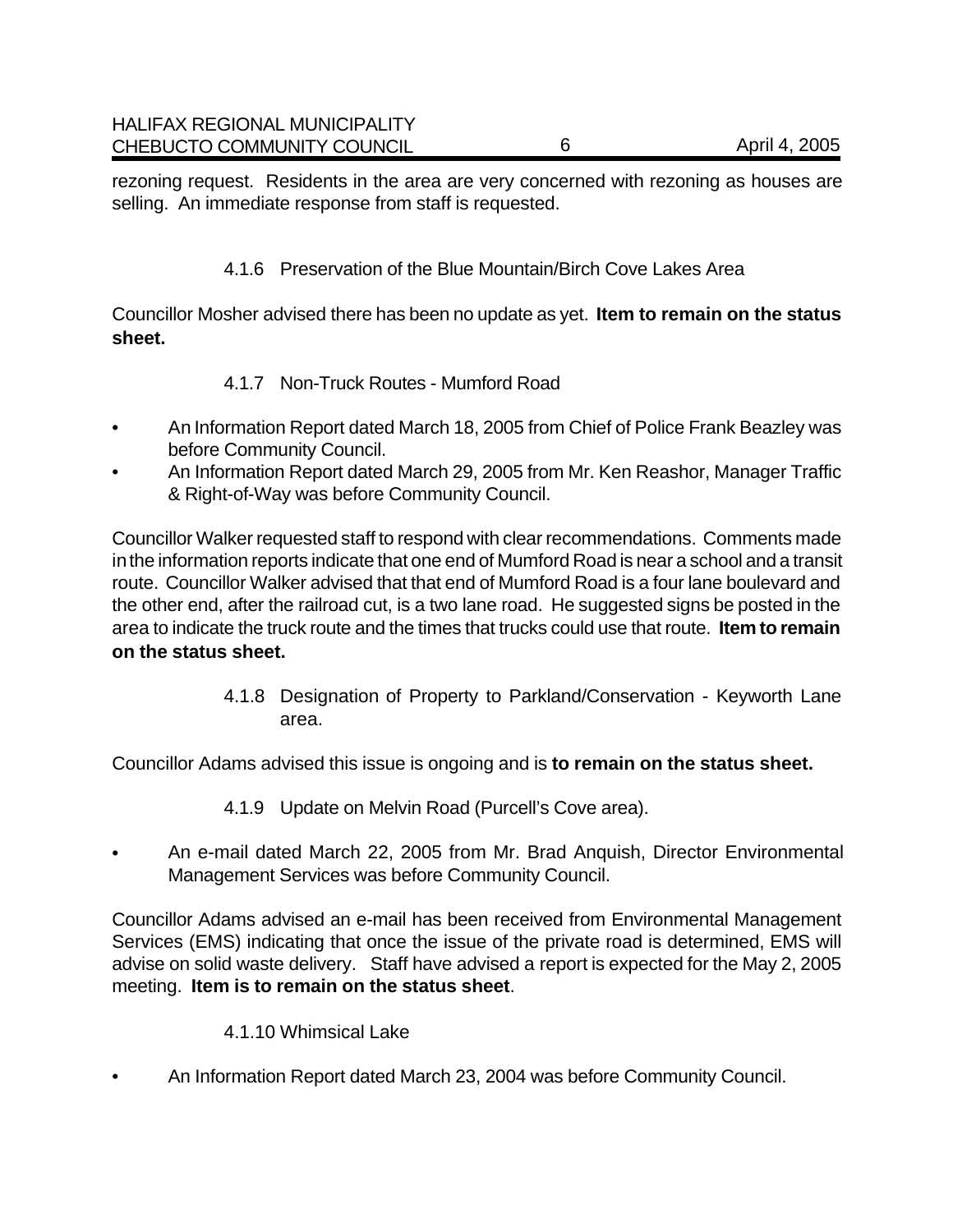rezoning request. Residents in the area are very concerned with rezoning as houses are selling. An immediate response from staff is requested.

#### 4.1.6 Preservation of the Blue Mountain/Birch Cove Lakes Area

Councillor Mosher advised there has been no update as yet. **Item to remain on the status sheet.**

#### 4.1.7 Non-Truck Routes - Mumford Road

- An Information Report dated March 18, 2005 from Chief of Police Frank Beazley was before Community Council.
- An Information Report dated March 29, 2005 from Mr. Ken Reashor, Manager Traffic & Right-of-Way was before Community Council.

Councillor Walker requested staff to respond with clear recommendations. Comments made in the information reports indicate that one end of Mumford Road is near a school and a transit route. Councillor Walker advised that that end of Mumford Road is a four lane boulevard and the other end, after the railroad cut, is a two lane road. He suggested signs be posted in the area to indicate the truck route and the times that trucks could use that route. **Item to remain on the status sheet.**

#### 4.1.8 Designation of Property to Parkland/Conservation - Keyworth Lane area.

Councillor Adams advised this issue is ongoing and is **to remain on the status sheet.**

#### 4.1.9 Update on Melvin Road (Purcell's Cove area).

- An e-mail dated March 22, 2005 from Mr. Brad Anquish, Director Environmental Management Services was before Community Council.

Councillor Adams advised an e-mail has been received from Environmental Management Services (EMS) indicating that once the issue of the private road is determined, EMS will advise on solid waste delivery. Staff have advised a report is expected for the May 2, 2005 meeting. **Item is to remain on the status sheet**.

#### 4.1.10 Whimsical Lake

- An Information Report dated March 23, 2004 was before Community Council.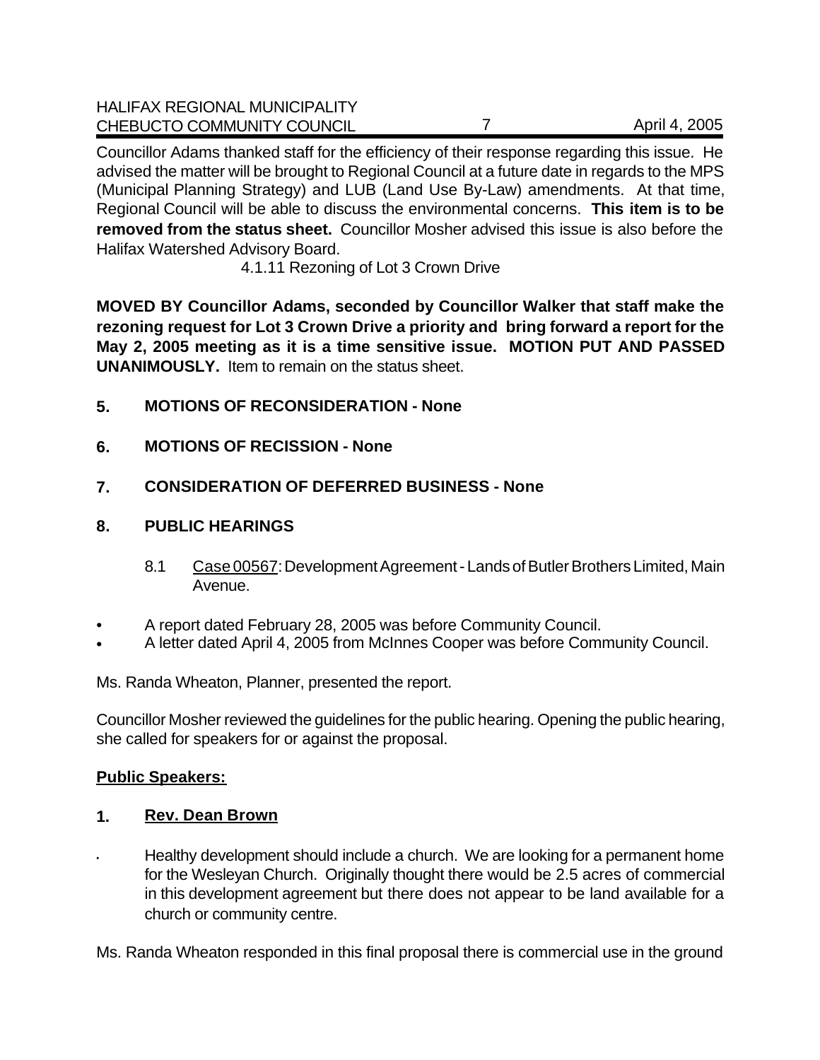Councillor Adams thanked staff for the efficiency of their response regarding this issue. He advised the matter will be brought to Regional Council at a future date in regards to the MPS (Municipal Planning Strategy) and LUB (Land Use By-Law) amendments. At that time, Regional Council will be able to discuss the environmental concerns. **This item is to be removed from the status sheet.** Councillor Mosher advised this issue is also before the Halifax Watershed Advisory Board.

4.1.11 Rezoning of Lot 3 Crown Drive

**MOVED BY Councillor Adams, seconded by Councillor Walker that staff make the rezoning request for Lot 3 Crown Drive a priority and bring forward a report for the May 2, 2005 meeting as it is a time sensitive issue. MOTION PUT AND PASSED UNANIMOUSLY.** Item to remain on the status sheet.

## 5. MOTIONS OF RECONSIDERATION - None

## 6. MOTIONS OF RECISSION - None

## 7. CONSIDERATION OF DEFERRED BUSINESS - None

## 8. PUBLIC HEARINGS

8.1 Case 00567: Development Agreement - Lands of Butler Brothers Limited, Main Avenue.

- A report dated February 28, 2005 was before Community Council.
- A letter dated April 4, 2005 from McInnes Cooper was before Community Council.

Ms. Randa Wheaton, Planner, presented the report.

Councillor Mosher reviewed the guidelines for the public hearing. Opening the public hearing, she called for speakers for or against the proposal.

**Public Speakers:**

**1. Rev. Dean Brown**

- Healthy development should include a church. We are looking for a permanent home for the Wesleyan Church. Originally thought there would be 2.5 acres of commercial in this development agreement but there does not appear to be land available for a church or community centre.

Ms. Randa Wheaton responded in this final proposal there is commercial use in the ground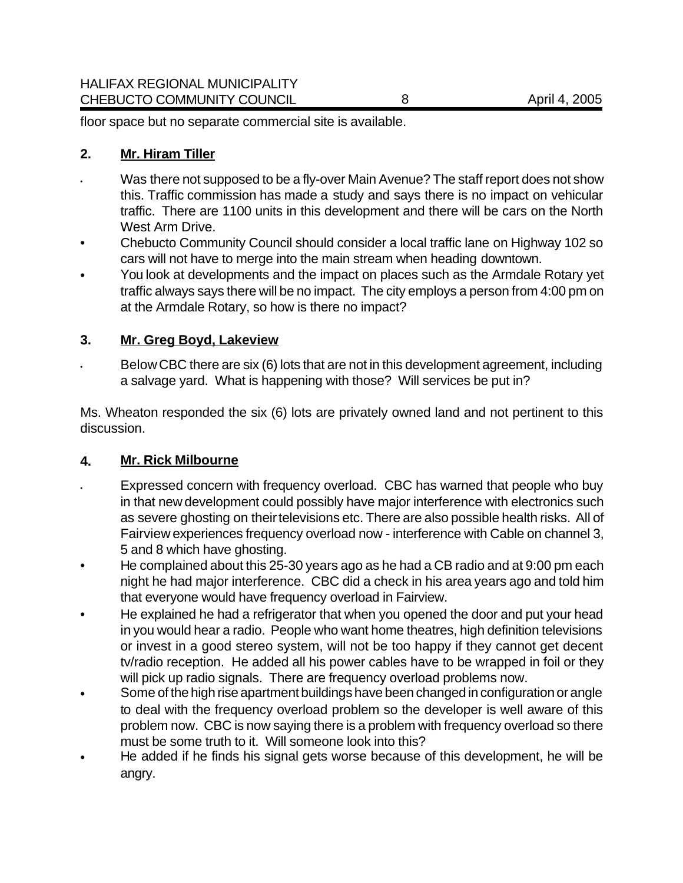floor space but no separate commercial site is available.

**2. Mr. Hiram Tiller**

- Was there not supposed to be a fly-over Main Avenue? The staff report does not show this. Traffic commission has made a study and says there is no impact on vehicular traffic. There are 1100 units in this development and there will be cars on the North West Arm Drive.
- Chebucto Community Council should consider a local traffic lane on Highway 102 so cars will not have to merge into the main stream when heading downtown.
- You look at developments and the impact on places such as the Armdale Rotary yet traffic always says there will be no impact. The city employs a person from 4:00 pm on at the Armdale Rotary, so how is there no impact?

**3. Mr. Greg Boyd, Lakeview**

- Below CBC there are six (6) lots that are not in this development agreement, including a salvage yard. What is happening with those? Will services be put in?

Ms. Wheaton responded the six (6) lots are privately owned land and not pertinent to this discussion.

**4. Mr. Rick Milbourne**

- Expressed concern with frequency overload. CBC has warned that people who buy in that new development could possibly have major interference with electronics such as severe ghosting on their televisions etc. There are also possible health risks. All of Fairview experiences frequency overload now - interference with Cable on channel 3, 5 and 8 which have ghosting.
- He complained about this 25-30 years ago as he had a CB radio and at 9:00 pm each night he had major interference. CBC did a check in his area years ago and told him that everyone would have frequency overload in Fairview.
- He explained he had a refrigerator that when you opened the door and put your head in you would hear a radio. People who want home theatres, high definition televisions or invest in a good stereo system, will not be too happy if they cannot get decent tv/radio reception. He added all his power cables have to be wrapped in foil or they will pick up radio signals. There are frequency overload problems now.
- Some of the high rise apartment buildings have been changed in configuration or angle to deal with the frequency overload problem so the developer is well aware of this problem now. CBC is now saying there is a problem with frequency overload so there must be some truth to it. Will someone look into this?
- He added if he finds his signal gets worse because of this development, he will be angry.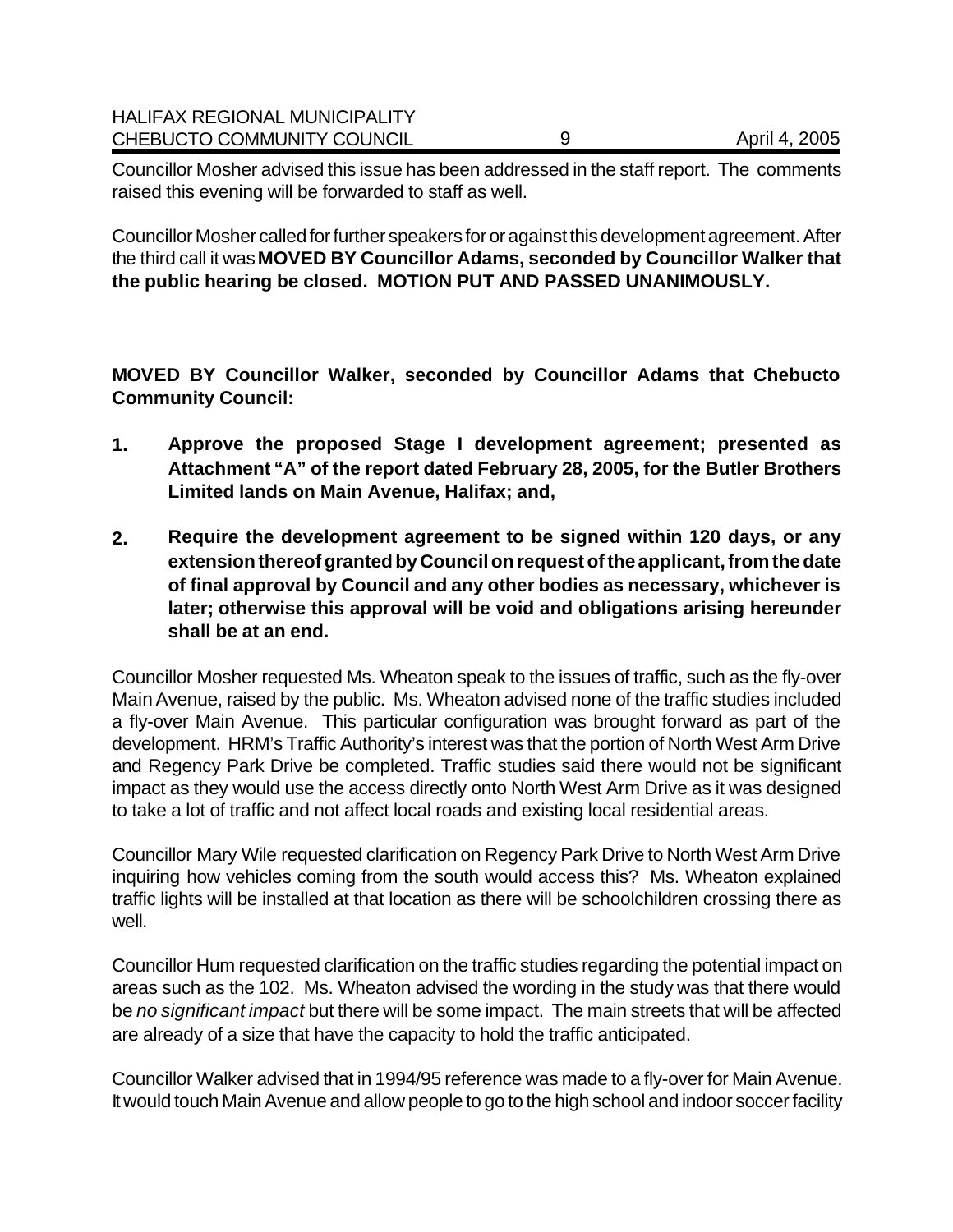Councillor Mosher advised this issue has been addressed in the staff report. The comments raised this evening will be forwarded to staff as well.

Councillor Mosher called for further speakers for or against this development agreement. After the third call it was **MOVED BY Councillor Adams, seconded by Councillor Walker that the public hearing be closed. MOTION PUT AND PASSED UNANIMOUSLY.**

**MOVED BY Councillor Walker, seconded by Councillor Adams that Chebucto Community Council:**

1. **Approve the proposed Stage I development agreement; presented as Attachment "A" of the report dated February 28, 2005, for the Butler Brothers Limited lands on Main Avenue, Halifax; and,**

2. **Require the development agreement to be signed within 120 days, or any extension thereof granted by Council on request of the applicant, from the date of final approval by Council and any other bodies as necessary, whichever is later; otherwise this approval will be void and obligations arising hereunder shall be at an end.**

Councillor Mosher requested Ms. Wheaton speak to the issues of traffic, such as the fly-over Main Avenue, raised by the public. Ms. Wheaton advised none of the traffic studies included a fly-over Main Avenue. This particular configuration was brought forward as part of the development. HRM's Traffic Authority's interest was that the portion of North West Arm Drive and Regency Park Drive be completed. Traffic studies said there would not be significant impact as they would use the access directly onto North West Arm Drive as it was designed to take a lot of traffic and not affect local roads and existing local residential areas.

Councillor Mary Wile requested clarification on Regency Park Drive to North West Arm Drive inquiring how vehicles coming from the south would access this? Ms. Wheaton explained traffic lights will be installed at that location as there will be schoolchildren crossing there as well.

Councillor Hum requested clarification on the traffic studies regarding the potential impact on areas such as the 102. Ms. Wheaton advised the wording in the study was that there would be *no significant impact* but there will be some impact. The main streets that will be affected are already of a size that have the capacity to hold the traffic anticipated.

Councillor Walker advised that in 1994/95 reference was made to a fly-over for Main Avenue. It would touch Main Avenue and allow people to go to the high school and indoor soccer facility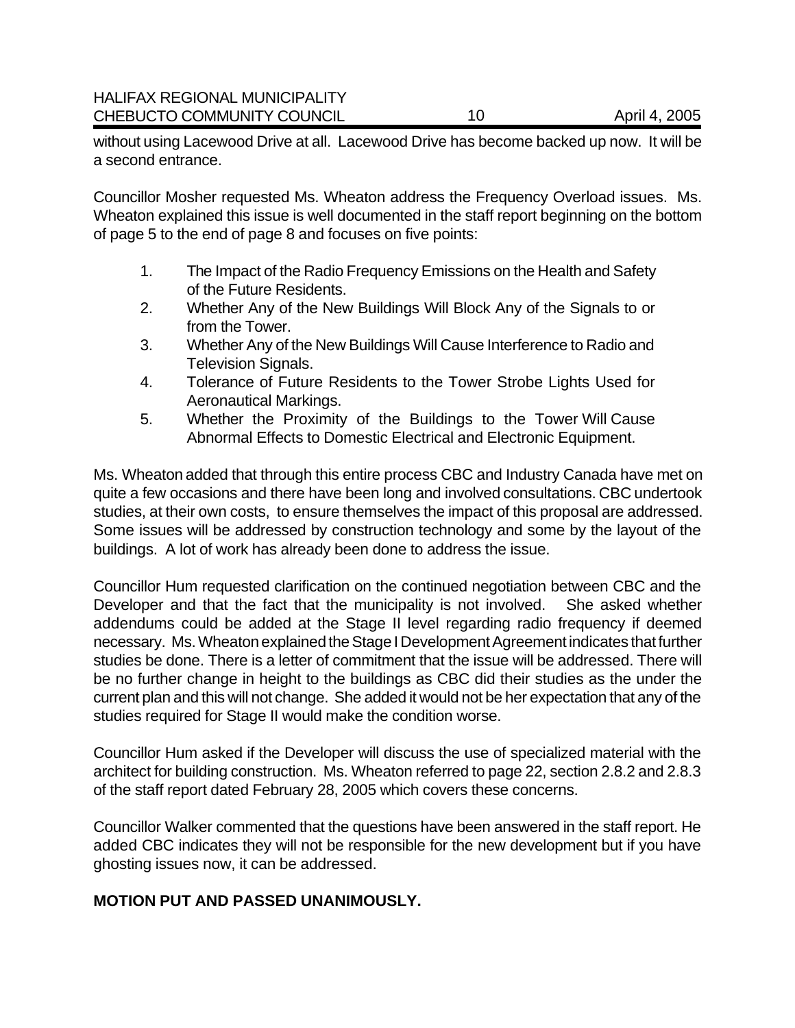without using Lacewood Drive at all. Lacewood Drive has become backed up now. It will be a second entrance.

Councillor Mosher requested Ms. Wheaton address the Frequency Overload issues. Ms. Wheaton explained this issue is well documented in the staff report beginning on the bottom of page 5 to the end of page 8 and focuses on five points:

1. The Impact of the Radio Frequency Emissions on the Health and Safety of the Future Residents.
2. Whether Any of the New Buildings Will Block Any of the Signals to or from the Tower.
3. Whether Any of the New Buildings Will Cause Interference to Radio and Television Signals.
4. Tolerance of Future Residents to the Tower Strobe Lights Used for Aeronautical Markings.
5. Whether the Proximity of the Buildings to the Tower Will Cause Abnormal Effects to Domestic Electrical and Electronic Equipment.

Ms. Wheaton added that through this entire process CBC and Industry Canada have met on quite a few occasions and there have been long and involved consultations. CBC undertook studies, at their own costs, to ensure themselves the impact of this proposal are addressed. Some issues will be addressed by construction technology and some by the layout of the buildings. A lot of work has already been done to address the issue.

Councillor Hum requested clarification on the continued negotiation between CBC and the Developer and that the fact that the municipality is not involved. She asked whether addendums could be added at the Stage II level regarding radio frequency if deemed necessary. Ms. Wheaton explained the Stage I Development Agreement indicates that further studies be done. There is a letter of commitment that the issue will be addressed. There will be no further change in height to the buildings as CBC did their studies as the under the current plan and this will not change. She added it would not be her expectation that any of the studies required for Stage II would make the condition worse.

Councillor Hum asked if the Developer will discuss the use of specialized material with the architect for building construction. Ms. Wheaton referred to page 22, section 2.8.2 and 2.8.3 of the staff report dated February 28, 2005 which covers these concerns.

Councillor Walker commented that the questions have been answered in the staff report. He added CBC indicates they will not be responsible for the new development but if you have ghosting issues now, it can be addressed.

**MOTION PUT AND PASSED UNANIMOUSLY.**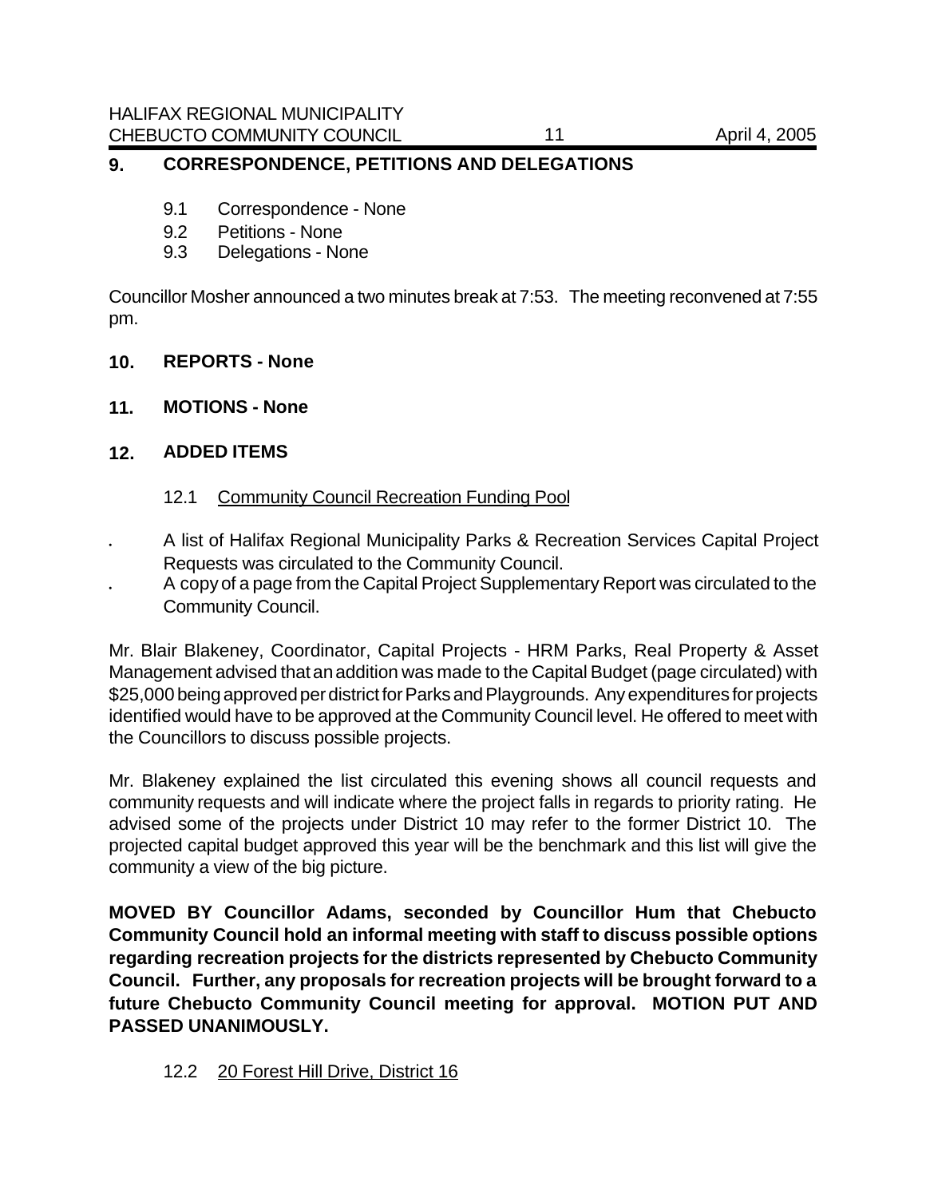## 9. CORRESPONDENCE, PETITIONS AND DELEGATIONS

9.1 Correspondence - None
9.2 Petitions - None
9.3 Delegations - None

Councillor Mosher announced a two minutes break at 7:53. The meeting reconvened at 7:55 pm.

## 10. REPORTS - None

## 11. MOTIONS - None

## 12. ADDED ITEMS

### 12.1 Community Council Recreation Funding Pool

- A list of Halifax Regional Municipality Parks & Recreation Services Capital Project Requests was circulated to the Community Council.
- A copy of a page from the Capital Project Supplementary Report was circulated to the Community Council.

Mr. Blair Blakeney, Coordinator, Capital Projects - HRM Parks, Real Property & Asset Management advised that an addition was made to the Capital Budget (page circulated) with \$25,000 being approved per district for Parks and Playgrounds. Any expenditures for projects identified would have to be approved at the Community Council level. He offered to meet with the Councillors to discuss possible projects.

Mr. Blakeney explained the list circulated this evening shows all council requests and community requests and will indicate where the project falls in regards to priority rating. He advised some of the projects under District 10 may refer to the former District 10. The projected capital budget approved this year will be the benchmark and this list will give the community a view of the big picture.

**MOVED BY Councillor Adams, seconded by Councillor Hum that Chebucto Community Council hold an informal meeting with staff to discuss possible options regarding recreation projects for the districts represented by Chebucto Community Council. Further, any proposals for recreation projects will be brought forward to a future Chebucto Community Council meeting for approval. MOTION PUT AND PASSED UNANIMOUSLY.**

### 12.2 20 Forest Hill Drive, District 16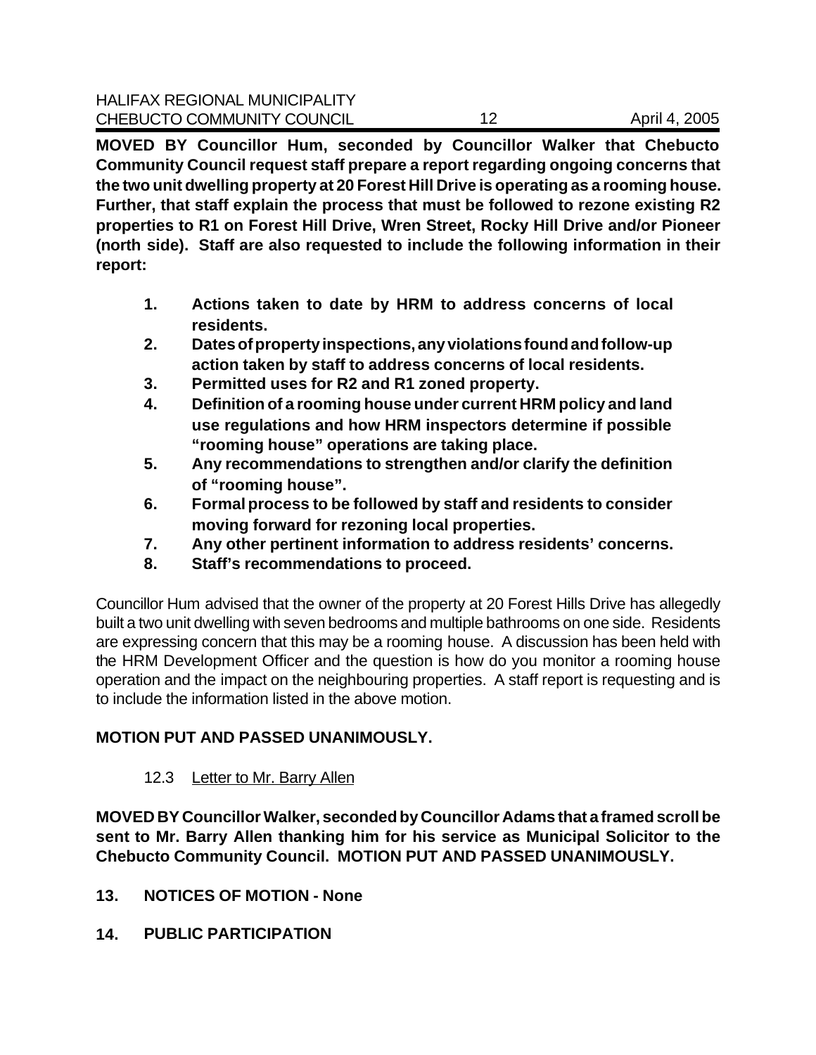**MOVED BY Councillor Hum, seconded by Councillor Walker that Chebucto Community Council request staff prepare a report regarding ongoing concerns that the two unit dwelling property at 20 Forest Hill Drive is operating as a rooming house. Further, that staff explain the process that must be followed to rezone existing R2 properties to R1 on Forest Hill Drive, Wren Street, Rocky Hill Drive and/or Pioneer (north side). Staff are also requested to include the following information in their report:**

1. **Actions taken to date by HRM to address concerns of local residents.**
2. **Dates of property inspections, any violations found and follow-up action taken by staff to address concerns of local residents.**
3. **Permitted uses for R2 and R1 zoned property.**
4. **Definition of a rooming house under current HRM policy and land use regulations and how HRM inspectors determine if possible "rooming house" operations are taking place.**
5. **Any recommendations to strengthen and/or clarify the definition of "rooming house".**
6. **Formal process to be followed by staff and residents to consider moving forward for rezoning local properties.**
7. **Any other pertinent information to address residents' concerns.**
8. **Staff's recommendations to proceed.**

Councillor Hum advised that the owner of the property at 20 Forest Hills Drive has allegedly built a two unit dwelling with seven bedrooms and multiple bathrooms on one side. Residents are expressing concern that this may be a rooming house. A discussion has been held with the HRM Development Officer and the question is how do you monitor a rooming house operation and the impact on the neighbouring properties. A staff report is requesting and is to include the information listed in the above motion.

**MOTION PUT AND PASSED UNANIMOUSLY.**

12.3 Letter to Mr. Barry Allen

**MOVED BY Councillor Walker, seconded by Councillor Adams that a framed scroll be sent to Mr. Barry Allen thanking him for his service as Municipal Solicitor to the Chebucto Community Council. MOTION PUT AND PASSED UNANIMOUSLY.**

## 13. NOTICES OF MOTION - None

## 14. PUBLIC PARTICIPATION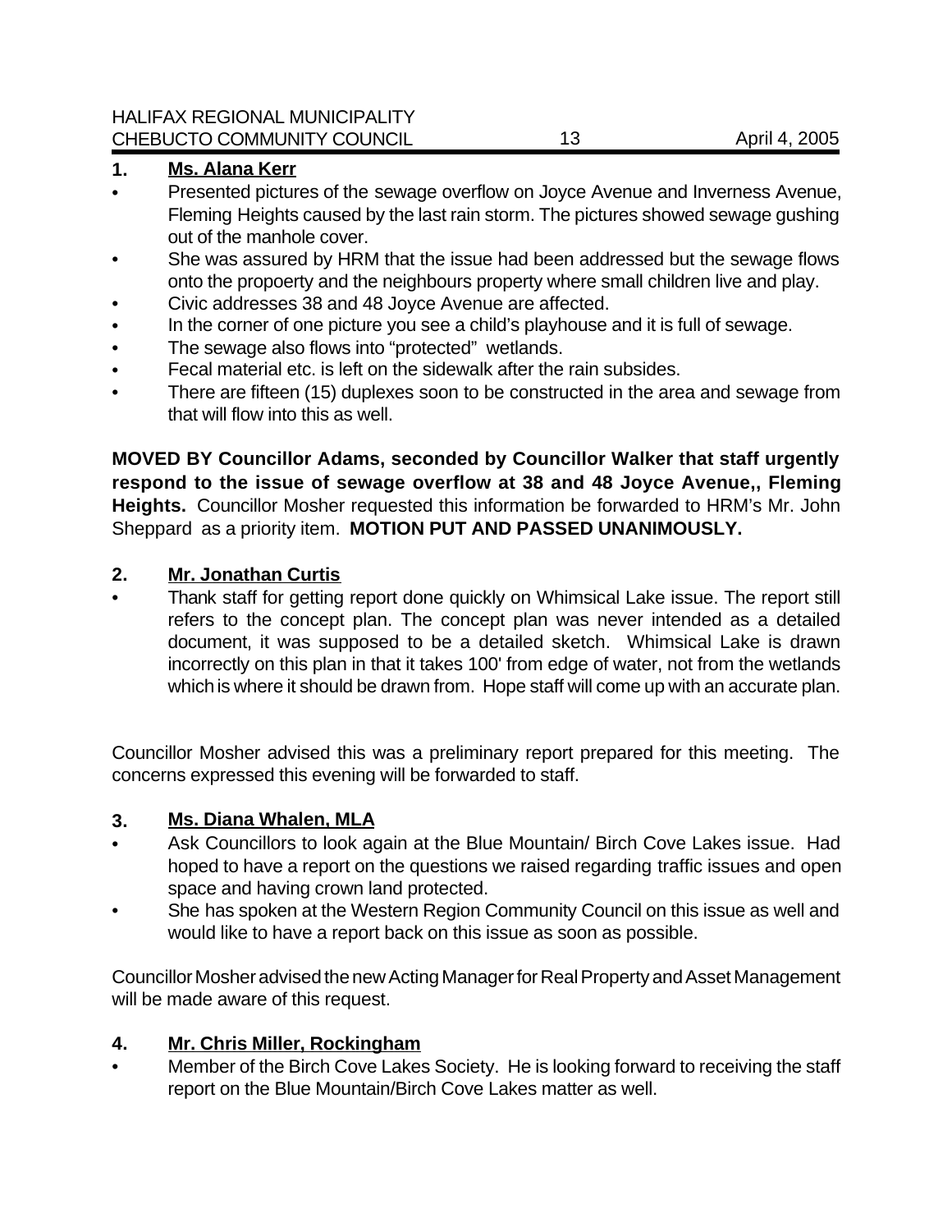**1. Ms. Alana Kerr**

- Presented pictures of the sewage overflow on Joyce Avenue and Inverness Avenue, Fleming Heights caused by the last rain storm. The pictures showed sewage gushing out of the manhole cover.
- She was assured by HRM that the issue had been addressed but the sewage flows onto the propoerty and the neighbours property where small children live and play.
- Civic addresses 38 and 48 Joyce Avenue are affected.
- In the corner of one picture you see a child's playhouse and it is full of sewage.
- The sewage also flows into "protected" wetlands.
- Fecal material etc. is left on the sidewalk after the rain subsides.
- There are fifteen (15) duplexes soon to be constructed in the area and sewage from that will flow into this as well.

**MOVED BY Councillor Adams, seconded by Councillor Walker that staff urgently respond to the issue of sewage overflow at 38 and 48 Joyce Avenue,, Fleming Heights.** Councillor Mosher requested this information be forwarded to HRM's Mr. John Sheppard as a priority item. **MOTION PUT AND PASSED UNANIMOUSLY.**

**2. Mr. Jonathan Curtis**

- Thank staff for getting report done quickly on Whimsical Lake issue. The report still refers to the concept plan. The concept plan was never intended as a detailed document, it was supposed to be a detailed sketch. Whimsical Lake is drawn incorrectly on this plan in that it takes 100' from edge of water, not from the wetlands which is where it should be drawn from. Hope staff will come up with an accurate plan.

Councillor Mosher advised this was a preliminary report prepared for this meeting. The concerns expressed this evening will be forwarded to staff.

**3. Ms. Diana Whalen, MLA**

- Ask Councillors to look again at the Blue Mountain/ Birch Cove Lakes issue. Had hoped to have a report on the questions we raised regarding traffic issues and open space and having crown land protected.
- She has spoken at the Western Region Community Council on this issue as well and would like to have a report back on this issue as soon as possible.

Councillor Mosher advised the new Acting Manager for Real Property and Asset Management will be made aware of this request.

**4. Mr. Chris Miller, Rockingham**

- Member of the Birch Cove Lakes Society. He is looking forward to receiving the staff report on the Blue Mountain/Birch Cove Lakes matter as well.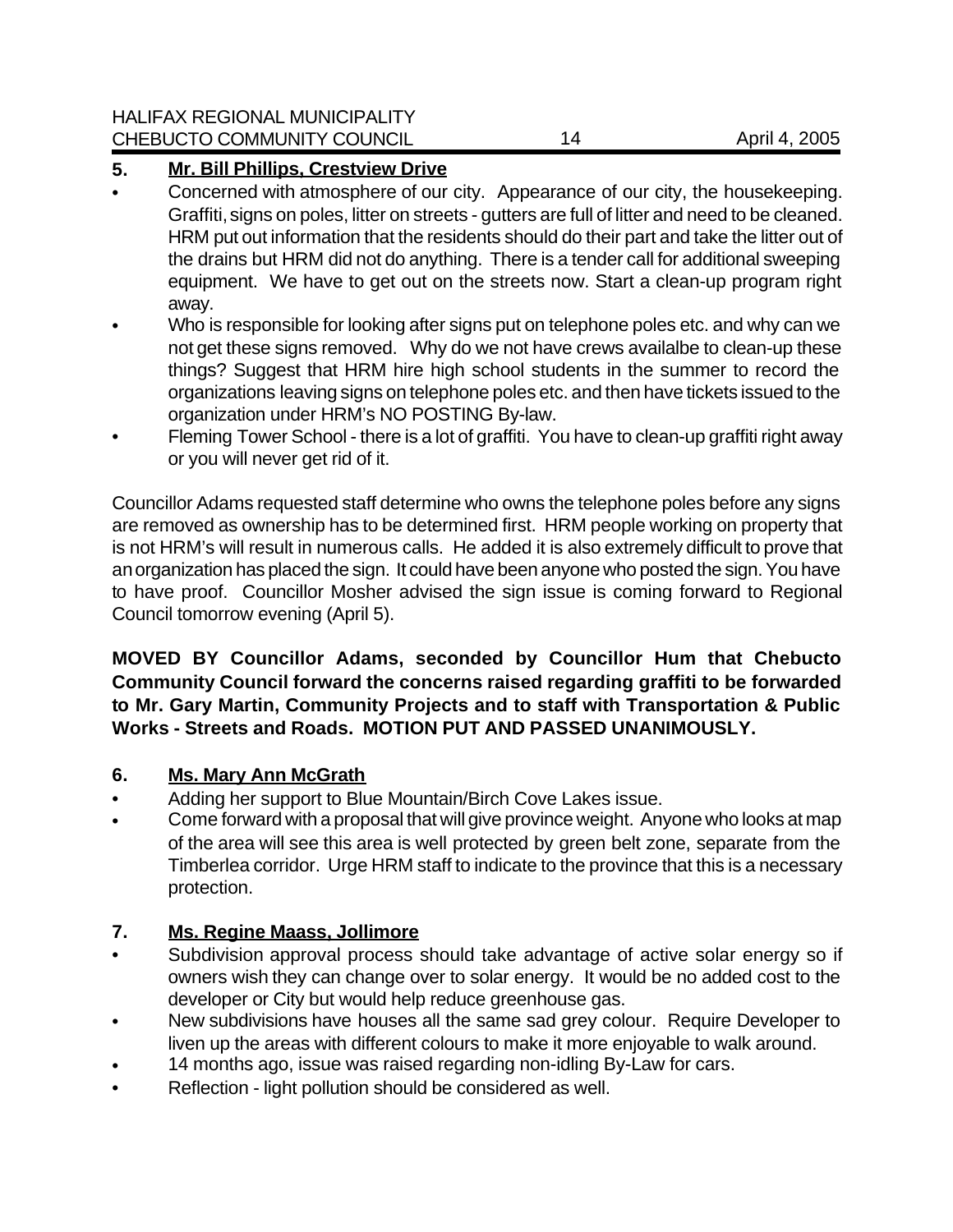**5. Mr. Bill Phillips, Crestview Drive**

- Concerned with atmosphere of our city. Appearance of our city, the housekeeping. Graffiti, signs on poles, litter on streets - gutters are full of litter and need to be cleaned. HRM put out information that the residents should do their part and take the litter out of the drains but HRM did not do anything. There is a tender call for additional sweeping equipment. We have to get out on the streets now. Start a clean-up program right away.
- Who is responsible for looking after signs put on telephone poles etc. and why can we not get these signs removed. Why do we not have crews availalbe to clean-up these things? Suggest that HRM hire high school students in the summer to record the organizations leaving signs on telephone poles etc. and then have tickets issued to the organization under HRM's NO POSTING By-law.
- Fleming Tower School - there is a lot of graffiti. You have to clean-up graffiti right away or you will never get rid of it.

Councillor Adams requested staff determine who owns the telephone poles before any signs are removed as ownership has to be determined first. HRM people working on property that is not HRM's will result in numerous calls. He added it is also extremely difficult to prove that an organization has placed the sign. It could have been anyone who posted the sign. You have to have proof. Councillor Mosher advised the sign issue is coming forward to Regional Council tomorrow evening (April 5).

**MOVED BY Councillor Adams, seconded by Councillor Hum that Chebucto Community Council forward the concerns raised regarding graffiti to be forwarded to Mr. Gary Martin, Community Projects and to staff with Transportation & Public Works - Streets and Roads. MOTION PUT AND PASSED UNANIMOUSLY.**

**6. Ms. Mary Ann McGrath**

- Adding her support to Blue Mountain/Birch Cove Lakes issue.
- Come forward with a proposal that will give province weight. Anyone who looks at map of the area will see this area is well protected by green belt zone, separate from the Timberlea corridor. Urge HRM staff to indicate to the province that this is a necessary protection.

**7. Ms. Regine Maass, Jollimore**

- Subdivision approval process should take advantage of active solar energy so if owners wish they can change over to solar energy. It would be no added cost to the developer or City but would help reduce greenhouse gas.
- New subdivisions have houses all the same sad grey colour. Require Developer to liven up the areas with different colours to make it more enjoyable to walk around.
- 14 months ago, issue was raised regarding non-idling By-Law for cars.
- Reflection - light pollution should be considered as well.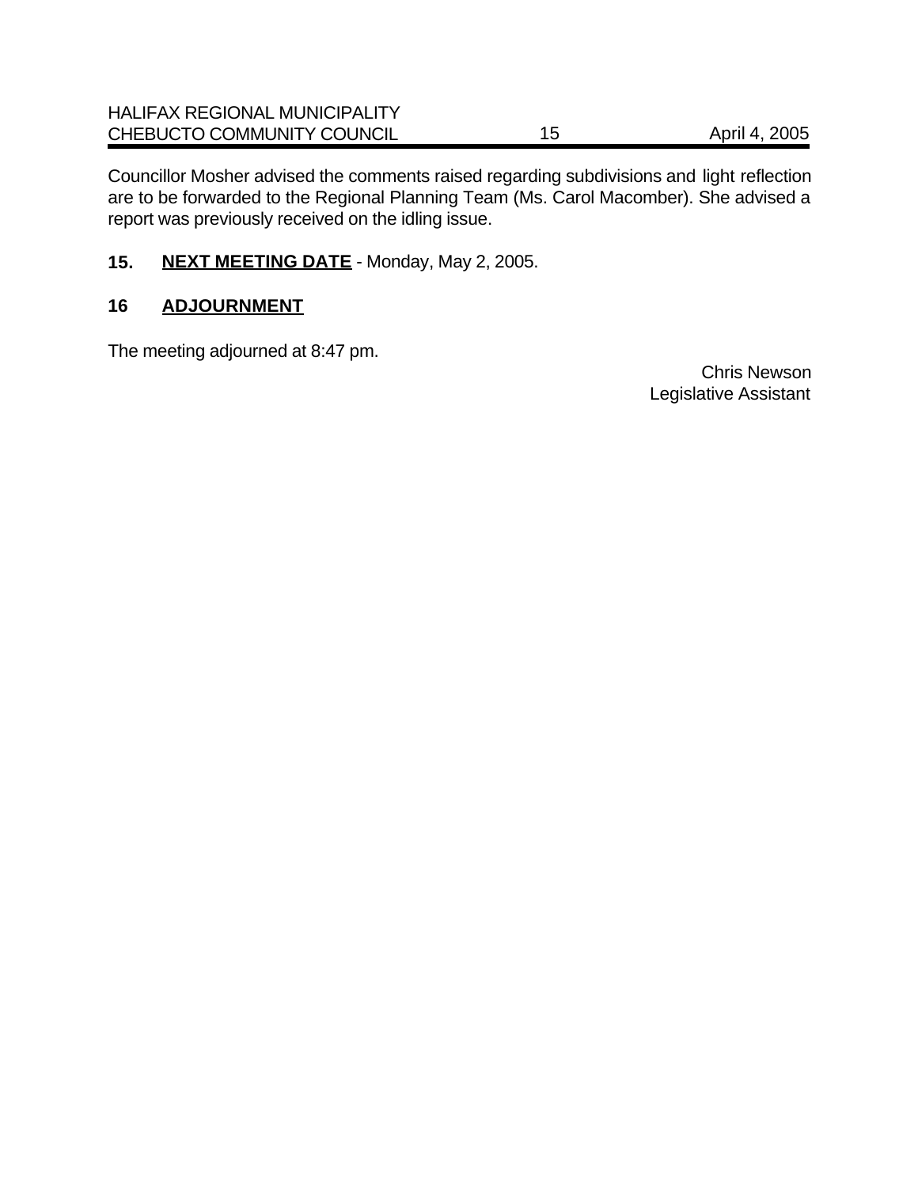Councillor Mosher advised the comments raised regarding subdivisions and light reflection are to be forwarded to the Regional Planning Team (Ms. Carol Macomber). She advised a report was previously received on the idling issue.

## 15. <u>NEXT MEETING DATE</u> - Monday, May 2, 2005.

## 16 <u>ADJOURNMENT</u>

The meeting adjourned at 8:47 pm.

Chris Newson
Legislative Assistant